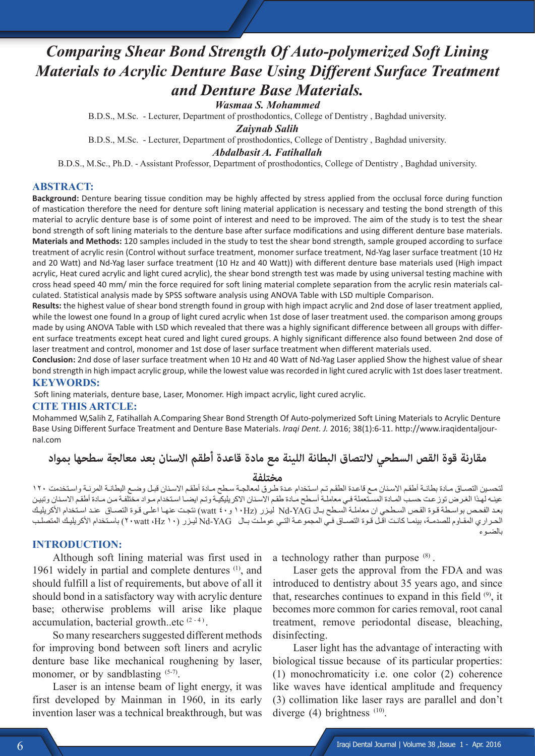# Comparing Shear Bond Strength Of Auto-polymerized Soft Lining Materials to Acrylic Denture Base Using Different Surface Treatment and Denture Base Materials.

***Wasmaa S. Mohammed***

B.D.S., M.Sc. - Lecturer, Department of prosthodontics, College of Dentistry , Baghdad university.

***Zaiynab Salih***

B.D.S., M.Sc. - Lecturer, Department of prosthodontics, College of Dentistry , Baghdad university.

***Abdalbasit A. Fatihallah***

B.D.S., M.Sc., Ph.D. - Assistant Professor, Department of prosthodontics, College of Dentistry , Baghdad university.

## ABSTRACT:

**Background:** Denture bearing tissue condition may be highly affected by stress applied from the occlusal force during function of mastication therefore the need for denture soft lining material application is necessary and testing the bond strength of this material to acrylic denture base is of some point of interest and need to be improved. The aim of the study is to test the shear bond strength of soft lining materials to the denture base after surface modifications and using different denture base materials.

**Materials and Methods:** 120 samples included in the study to test the shear bond strength, sample grouped according to surface treatment of acrylic resin (Control without surface treatment, monomer surface treatment, Nd-Yag laser surface treatment (10 Hz and 20 Watt) and Nd-Yag laser surface treatment (10 Hz and 40 Watt)) with different denture base materials used (High impact acrylic, Heat cured acrylic and light cured acrylic), the shear bond strength test was made by using universal testing machine with cross head speed 40 mm/ min the force required for soft lining material complete separation from the acrylic resin materials calculated. Statistical analysis made by SPSS software analysis using ANOVA Table with LSD multiple Comparison.

**Results:** the highest value of shear bond strength found in group with high impact acrylic and 2nd dose of laser treatment applied, while the lowest one found In a group of light cured acrylic when 1st dose of laser treatment used. the comparison among groups made by using ANOVA Table with LSD which revealed that there was a highly significant difference between all groups with different surface treatments except heat cured and light cured groups. A highly significant difference also found between 2nd dose of laser treatment and control, monomer and 1st dose of laser surface treatment when different materials used.

**Conclusion:** 2nd dose of laser surface treatment when 10 Hz and 40 Watt of Nd-Yag Laser applied Show the highest value of shear bond strength in high impact acrylic group, while the lowest value was recorded in light cured acrylic with 1st does laser treatment.

## KEYWORDS:

Soft lining materials, denture base, Laser, Monomer. High impact acrylic, light cured acrylic.

## CITE THIS ARTCLE:

Mohammed W,Salih Z, Fatihallah A.Comparing Shear Bond Strength Of Auto-polymerized Soft Lining Materials to Acrylic Denture Base Using Different Surface Treatment and Denture Base Materials. *Iraqi Dent. J.* 2016; 38(1):6-11. http://www.iraqidentaljournal.com

## مقارنة قوة القص السطحي لالتصاق البطانة اللينة مع مادة قاعدة أطقم الاسنان بعد معالجة سطحها بمواد مختلفة

لتحسين التصاق مادة بطانة أطقم الاسنان مع قاعدة الطقم تم استخدام عدة طرق لمعالجة سطح مادة أطقم الاسنان قبل وضع البطانة المرنة واستخدمت ١٢٠ عينه لهذا الغرض توزعت حسب المادة المستعملة في معاملة أسطح مادة طقم الاسنان الاكريليكية وتم ايضا استخدام مواد مختلفة من مادة أطقم الاسنان وتبين بعد الفحص بواسطة قوة القص السطحي ان معاملة السطح بال Nd-YAG ليزر (١٠Hz و ٤٠ watt) نتجت عنها اعلى قوة التصاق عند استخدام الأكريليك الحراري المقاوم للصدمة، بينما كانت اقل قوة التصاق في المجموعة التي عوملت بال Nd-YAG ليزر (١٠ Hz، ٢٠watt) باستخدام الأكريليك المتصلب بالضوء

## INTRODUCTION:

Although soft lining material was first used in 1961 widely in partial and complete dentures [1], and should fulfill a list of requirements, but above of all it should bond in a satisfactory way with acrylic denture base; otherwise problems will arise like plaque accumulation, bacterial growth..etc [2-4].

So many researchers suggested different methods for improving bond between soft liners and acrylic denture base like mechanical roughening by laser, monomer, or by sandblasting [5-7].

Laser is an intense beam of light energy, it was first developed by Mainman in 1960, in its early invention laser was a technical breakthrough, but was a technology rather than purpose [8].

Laser gets the approval from the FDA and was introduced to dentistry about 35 years ago, and since that, researches continues to expand in this field [9], it becomes more common for caries removal, root canal treatment, remove periodontal disease, bleaching, disinfecting.

Laser light has the advantage of interacting with biological tissue because of its particular properties: (1) monochromaticity i.e. one color (2) coherence like waves have identical amplitude and frequency (3) collimation like laser rays are parallel and don't diverge (4) brightness [10].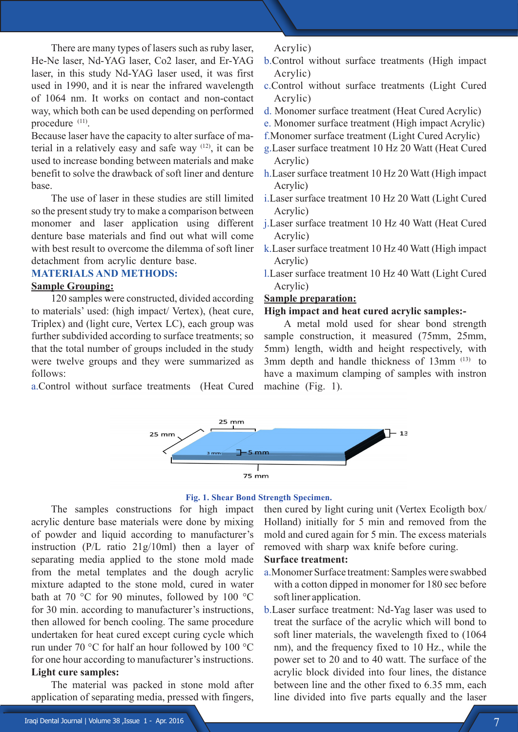There are many types of lasers such as ruby laser, He-Ne laser, Nd-YAG laser, Co2 laser, and Er-YAG laser, in this study Nd-YAG laser used, it was first used in 1990, and it is near the infrared wavelength of 1064 nm. It works on contact and non-contact way, which both can be used depending on performed procedure [11].

Because laser have the capacity to alter surface of material in a relatively easy and safe way [12], it can be used to increase bonding between materials and make benefit to solve the drawback of soft liner and denture base.

The use of laser in these studies are still limited so the present study try to make a comparison between monomer and laser application using different denture base materials and find out what will come with best result to overcome the dilemma of soft liner detachment from acrylic denture base.

## MATERIALS AND METHODS:

### Sample Grouping:

120 samples were constructed, divided according to materials' used: (high impact/ Vertex), (heat cure, Triplex) and (light cure, Vertex LC), each group was further subdivided according to surface treatments; so that the total number of groups included in the study were twelve groups and they were summarized as follows:

a. Control without surface treatments (Heat Cured Acrylic)
b. Control without surface treatments (High impact Acrylic)
c. Control without surface treatments (Light Cured Acrylic)
d. Monomer surface treatment (Heat Cured Acrylic)
e. Monomer surface treatment (High impact Acrylic)
f. Monomer surface treatment (Light Cured Acrylic)
g. Laser surface treatment 10 Hz 20 Watt (Heat Cured Acrylic)
h. Laser surface treatment 10 Hz 20 Watt (High impact Acrylic)
i. Laser surface treatment 10 Hz 20 Watt (Light Cured Acrylic)
j. Laser surface treatment 10 Hz 40 Watt (Heat Cured Acrylic)
k. Laser surface treatment 10 Hz 40 Watt (High impact Acrylic)
l. Laser surface treatment 10 Hz 40 Watt (Light Cured Acrylic)

### Sample preparation:

**High impact and heat cured acrylic samples:-**

A metal mold used for shear bond strength sample construction, it measured (75mm, 25mm, 5mm) length, width and height respectively, with 3mm depth and handle thickness of 13mm [13] to have a maximum clamping of samples with instron machine (Fig. 1).

**Fig. 1. Shear Bond Strength Specimen.**

The samples constructions for high impact acrylic denture base materials were done by mixing of powder and liquid according to manufacturer's instruction (P/L ratio 21g/10ml) then a layer of separating media applied to the stone mold made from the metal templates and the dough acrylic mixture adapted to the stone mold, cured in water bath at 70 °C for 90 minutes, followed by 100 °C for 30 min. according to manufacturer's instructions, then allowed for bench cooling. The same procedure undertaken for heat cured except curing cycle which run under 70 °C for half an hour followed by 100 °C for one hour according to manufacturer's instructions.

**Light cure samples:**

The material was packed in stone mold after application of separating media, pressed with fingers, then cured by light curing unit (Vertex Ecoligth box/ Holland) initially for 5 min and removed from the mold and cured again for 5 min. The excess materials removed with sharp wax knife before curing.

**Surface treatment:**

a. Monomer Surface treatment: Samples were swabbed with a cotton dipped in monomer for 180 sec before soft liner application.
b. Laser surface treatment: Nd-Yag laser was used to treat the surface of the acrylic which will bond to soft liner materials, the wavelength fixed to (1064 nm), and the frequency fixed to 10 Hz., while the power set to 20 and to 40 watt. The surface of the acrylic block divided into four lines, the distance between line and the other fixed to 6.35 mm, each line divided into five parts equally and the laser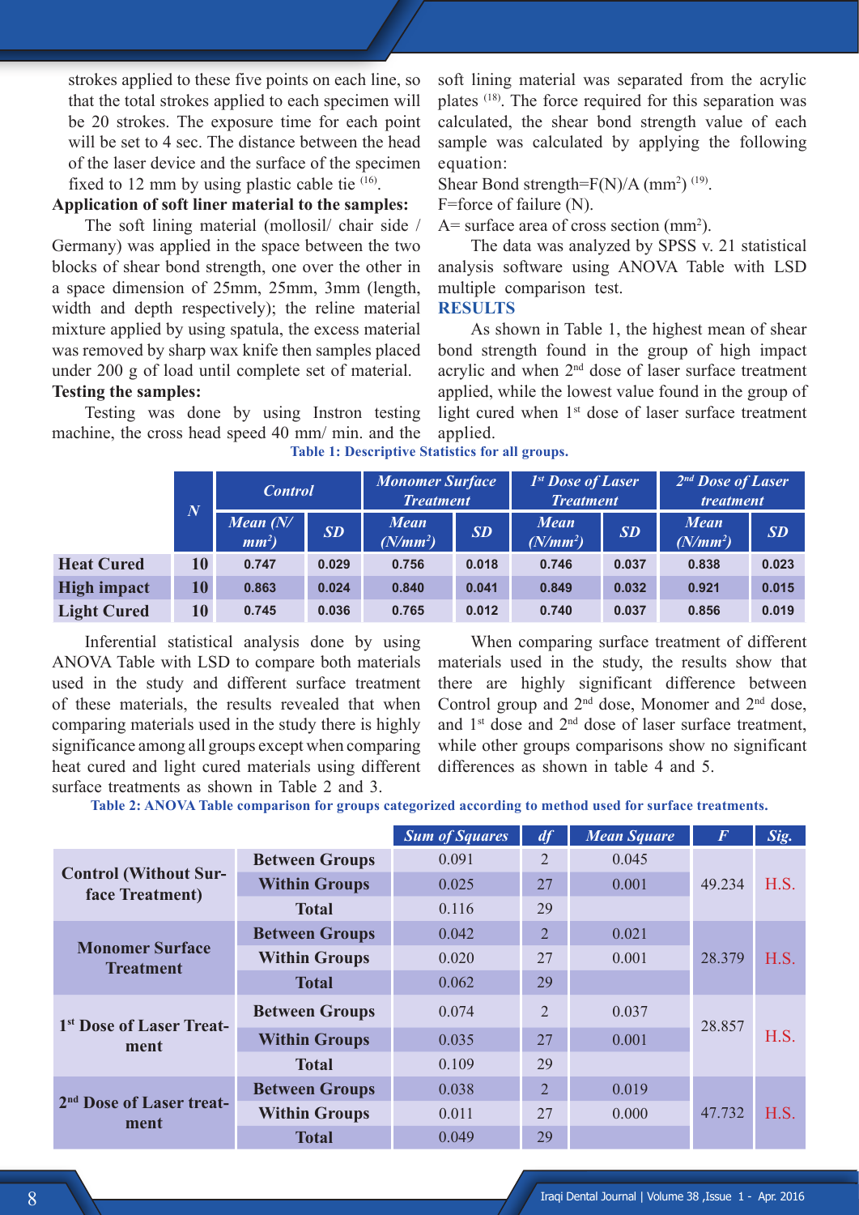strokes applied to these five points on each line, so that the total strokes applied to each specimen will be 20 strokes. The exposure time for each point will be set to 4 sec. The distance between the head of the laser device and the surface of the specimen fixed to 12 mm by using plastic cable tie [16].

**Application of soft liner material to the samples:**

The soft lining material (mollosil/ chair side / Germany) was applied in the space between the two blocks of shear bond strength, one over the other in a space dimension of 25mm, 25mm, 3mm (length, width and depth respectively); the reline material mixture applied by using spatula, the excess material was removed by sharp wax knife then samples placed under 200 g of load until complete set of material.

**Testing the samples:**

Testing was done by using Instron testing machine, the cross head speed 40 mm/ min. and the soft lining material was separated from the acrylic plates [18]. The force required for this separation was calculated, the shear bond strength value of each sample was calculated by applying the following equation:

Shear Bond strength=F(N)/A ($mm^2$) [19].

F=force of failure (N).

A= surface area of cross section ($mm^2$).

The data was analyzed by SPSS v. 21 statistical analysis software using ANOVA Table with LSD multiple comparison test.

## RESULTS

As shown in Table 1, the highest mean of shear bond strength found in the group of high impact acrylic and when 2nd dose of laser surface treatment applied, while the lowest value found in the group of light cured when 1st dose of laser surface treatment applied.

**Table 1: Descriptive Statistics for all groups.**

| | N | Control | | Monomer Surface Treatment | | 1st Dose of Laser Treatment | | 2nd Dose of Laser treatment | |
|---|---|---|---|---|---|---|---|---|---|
| | | Mean (N/$mm^2$) | SD | Mean (N/$mm^2$) | SD | Mean (N/$mm^2$) | SD | Mean (N/$mm^2$) | SD |
| **Heat Cured** | 10 | 0.747 | 0.029 | 0.756 | 0.018 | 0.746 | 0.037 | 0.838 | 0.023 |
| **High impact** | 10 | 0.863 | 0.024 | 0.840 | 0.041 | 0.849 | 0.032 | 0.921 | 0.015 |
| **Light Cured** | 10 | 0.745 | 0.036 | 0.765 | 0.012 | 0.740 | 0.037 | 0.856 | 0.019 |

Inferential statistical analysis done by using ANOVA Table with LSD to compare both materials used in the study and different surface treatment of these materials, the results revealed that when comparing materials used in the study there is highly significance among all groups except when comparing heat cured and light cured materials using different surface treatments as shown in Table 2 and 3.

When comparing surface treatment of different materials used in the study, the results show that there are highly significant difference between Control group and 2nd dose, Monomer and 2nd dose, and 1st dose and 2nd dose of laser surface treatment, while other groups comparisons show no significant differences as shown in table 4 and 5.

**Table 2: ANOVA Table comparison for groups categorized according to method used for surface treatments.**

| | | Sum of Squares | df | Mean Square | F | Sig. |
|---|---|---|---|---|---|---|
| **Control (Without Surface Treatment)** | **Between Groups** | 0.091 | 2 | 0.045 | 49.234 | H.S. |
| | **Within Groups** | 0.025 | 27 | 0.001 | | |
| | **Total** | 0.116 | 29 | | | |
| **Monomer Surface Treatment** | **Between Groups** | 0.042 | 2 | 0.021 | 28.379 | H.S. |
| | **Within Groups** | 0.020 | 27 | 0.001 | | |
| | **Total** | 0.062 | 29 | | | |
| **1st Dose of Laser Treatment** | **Between Groups** | 0.074 | 2 | 0.037 | 28.857 | H.S. |
| | **Within Groups** | 0.035 | 27 | 0.001 | | |
| | **Total** | 0.109 | 29 | | | |
| **2nd Dose of Laser treatment** | **Between Groups** | 0.038 | 2 | 0.019 | 47.732 | H.S. |
| | **Within Groups** | 0.011 | 27 | 0.000 | | |
| | **Total** | 0.049 | 29 | | | |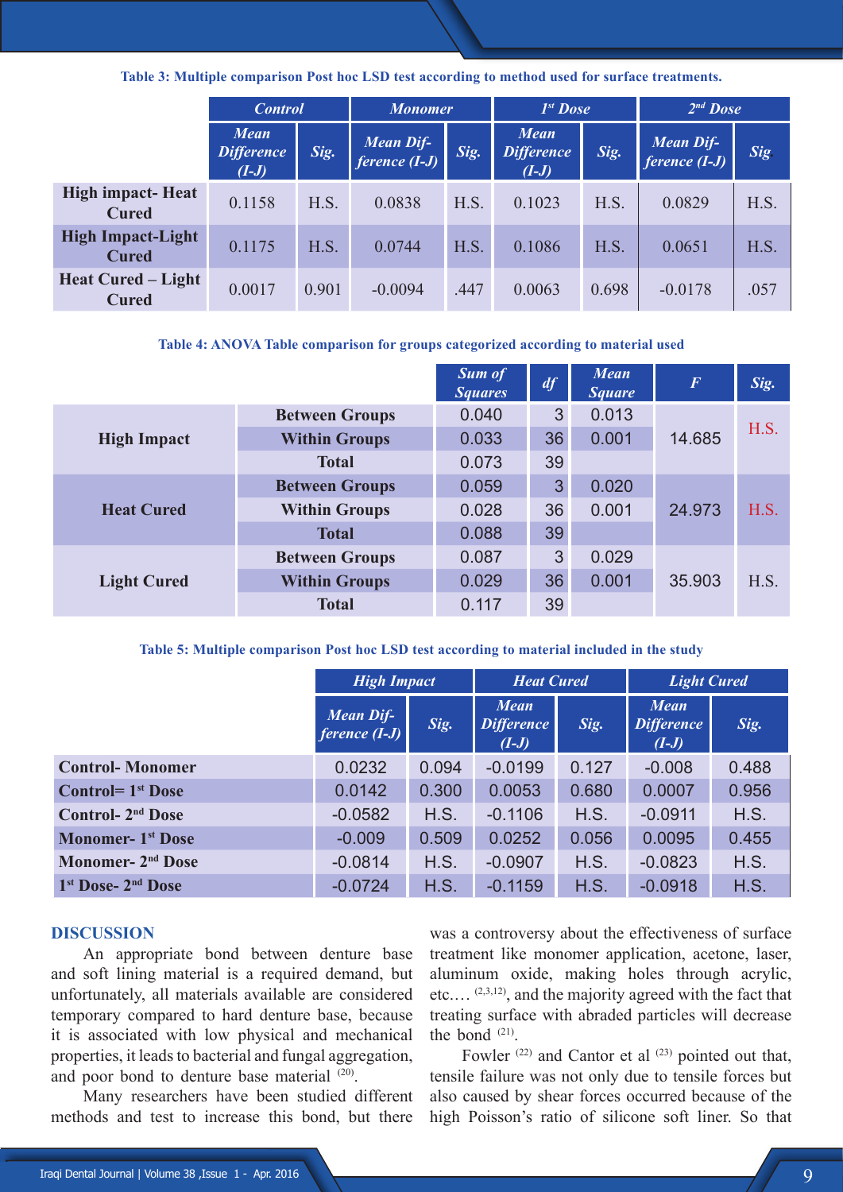Table 3: Multiple comparison Post hoc LSD test according to method used for surface treatments.

| | Control | | Monomer | | 1st Dose | | 2nd Dose | |
|---|---|---|---|---|---|---|---|---|
| | Mean Difference (I-J) | Sig. | Mean Difference (I-J) | Sig. | Mean Difference (I-J) | Sig. | Mean Difference (I-J) | Sig. |
| High impact- Heat Cured | 0.1158 | H.S. | 0.0838 | H.S. | 0.1023 | H.S. | 0.0829 | H.S. |
| High Impact-Light Cured | 0.1175 | H.S. | 0.0744 | H.S. | 0.1086 | H.S. | 0.0651 | H.S. |
| Heat Cured – Light Cured | 0.0017 | 0.901 | -0.0094 | .447 | 0.0063 | 0.698 | -0.0178 | .057 |

Table 4: ANOVA Table comparison for groups categorized according to material used

| | | Sum of Squares | df | Mean Square | F | Sig. |
|---|---|---|---|---|---|---|
| High Impact | Between Groups | 0.040 | 3 | 0.013 | 14.685 | H.S. |
| | Within Groups | 0.033 | 36 | 0.001 | | |
| | Total | 0.073 | 39 | | | |
| Heat Cured | Between Groups | 0.059 | 3 | 0.020 | 24.973 | H.S. |
| | Within Groups | 0.028 | 36 | 0.001 | | |
| | Total | 0.088 | 39 | | | |
| Light Cured | Between Groups | 0.087 | 3 | 0.029 | 35.903 | H.S. |
| | Within Groups | 0.029 | 36 | 0.001 | | |
| | Total | 0.117 | 39 | | | |

Table 5: Multiple comparison Post hoc LSD test according to material included in the study

| | High Impact | | Heat Cured | | Light Cured | |
|---|---|---|---|---|---|---|
| | Mean Difference (I-J) | Sig. | Mean Difference (I-J) | Sig. | Mean Difference (I-J) | Sig. |
| Control- Monomer | 0.0232 | 0.094 | -0.0199 | 0.127 | -0.008 | 0.488 |
| Control= 1st Dose | 0.0142 | 0.300 | 0.0053 | 0.680 | 0.0007 | 0.956 |
| Control- 2nd Dose | -0.0582 | H.S. | -0.1106 | H.S. | -0.0911 | H.S. |
| Monomer- 1st Dose | -0.009 | 0.509 | 0.0252 | 0.056 | 0.0095 | 0.455 |
| Monomer- 2nd Dose | -0.0814 | H.S. | -0.0907 | H.S. | -0.0823 | H.S. |
| 1st Dose- 2nd Dose | -0.0724 | H.S. | -0.1159 | H.S. | -0.0918 | H.S. |

## DISCUSSION

An appropriate bond between denture base and soft lining material is a required demand, but unfortunately, all materials available are considered temporary compared to hard denture base, because it is associated with low physical and mechanical properties, it leads to bacterial and fungal aggregation, and poor bond to denture base material [20].

Many researchers have been studied different methods and test to increase this bond, but there was a controversy about the effectiveness of surface treatment like monomer application, acetone, laser, aluminum oxide, making holes through acrylic, etc.… [2,3,12], and the majority agreed with the fact that treating surface with abraded particles will decrease the bond [21].

Fowler [22] and Cantor et al [23] pointed out that, tensile failure was not only due to tensile forces but also caused by shear forces occurred because of the high Poisson's ratio of silicone soft liner. So that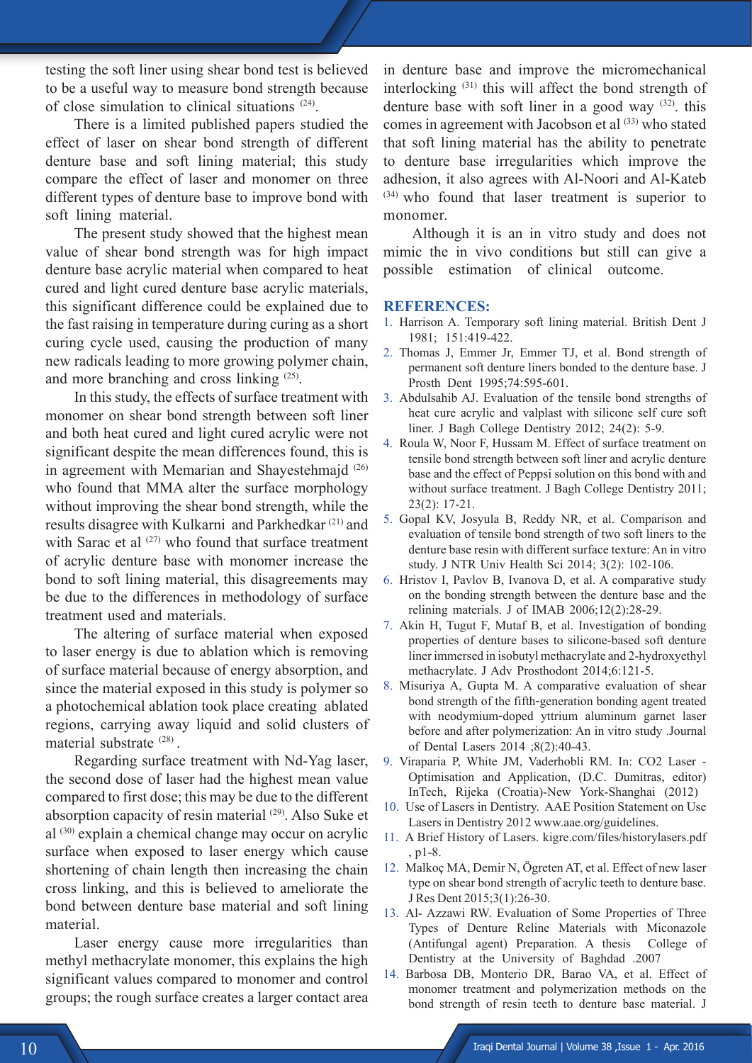testing the soft liner using shear bond test is believed to be a useful way to measure bond strength because of close simulation to clinical situations [24].

There is a limited published papers studied the effect of laser on shear bond strength of different denture base and soft lining material; this study compare the effect of laser and monomer on three different types of denture base to improve bond with soft lining material.

The present study showed that the highest mean value of shear bond strength was for high impact denture base acrylic material when compared to heat cured and light cured denture base acrylic materials, this significant difference could be explained due to the fast raising in temperature during curing as a short curing cycle used, causing the production of many new radicals leading to more growing polymer chain, and more branching and cross linking [25].

In this study, the effects of surface treatment with monomer on shear bond strength between soft liner and both heat cured and light cured acrylic were not significant despite the mean differences found, this is in agreement with Memarian and Shayestehmajd [26] who found that MMA alter the surface morphology without improving the shear bond strength, while the results disagree with Kulkarni and Parkhedkar [21] and with Sarac et al [27] who found that surface treatment of acrylic denture base with monomer increase the bond to soft lining material, this disagreements may be due to the differences in methodology of surface treatment used and materials.

The altering of surface material when exposed to laser energy is due to ablation which is removing of surface material because of energy absorption, and since the material exposed in this study is polymer so a photochemical ablation took place creating ablated regions, carrying away liquid and solid clusters of material substrate [28].

Regarding surface treatment with Nd-Yag laser, the second dose of laser had the highest mean value compared to first dose; this may be due to the different absorption capacity of resin material [29]. Also Suke et al [30] explain a chemical change may occur on acrylic surface when exposed to laser energy which cause shortening of chain length then increasing the chain cross linking, and this is believed to ameliorate the bond between denture base material and soft lining material.

Laser energy cause more irregularities than methyl methacrylate monomer, this explains the high significant values compared to monomer and control groups; the rough surface creates a larger contact area in denture base and improve the micromechanical interlocking [31] this will affect the bond strength of denture base with soft liner in a good way [32]. this comes in agreement with Jacobson et al [33] who stated that soft lining material has the ability to penetrate to denture base irregularities which improve the adhesion, it also agrees with Al-Noori and Al-Kateb [34] who found that laser treatment is superior to monomer.

Although it is an in vitro study and does not mimic the in vivo conditions but still can give a possible estimation of clinical outcome.

## REFERENCES:

1. Harrison A. Temporary soft lining material. British Dent J 1981; 151:419-422.
2. Thomas J, Emmer Jr, Emmer TJ, et al. Bond strength of permanent soft denture liners bonded to the denture base. J Prosth Dent 1995;74:595-601.
3. Abdulsahib AJ. Evaluation of the tensile bond strengths of heat cure acrylic and valplast with silicone self cure soft liner. J Bagh College Dentistry 2012; 24(2): 5-9.
4. Roula W, Noor F, Hussam M. Effect of surface treatment on tensile bond strength between soft liner and acrylic denture base and the effect of Peppsi solution on this bond with and without surface treatment. J Bagh College Dentistry 2011; 23(2): 17-21.
5. Gopal KV, Josyula B, Reddy NR, et al. Comparison and evaluation of tensile bond strength of two soft liners to the denture base resin with different surface texture: An in vitro study. J NTR Univ Health Sci 2014; 3(2): 102-106.
6. Hristov I, Pavlov B, Ivanova D, et al. A comparative study on the bonding strength between the denture base and the relining materials. J of IMAB 2006;12(2):28-29.
7. Akin H, Tugut F, Mutaf B, et al. Investigation of bonding properties of denture bases to silicone-based soft denture liner immersed in isobutyl methacrylate and 2-hydroxyethyl methacrylate. J Adv Prosthodont 2014;6:121-5.
8. Misuriya A, Gupta M. A comparative evaluation of shear bond strength of the fifth-generation bonding agent treated with neodymium-doped yttrium aluminum garnet laser before and after polymerization: An in vitro study .Journal of Dental Lasers 2014 ;8(2):40-43.
9. Viraparia P, White JM, Vaderhobli RM. In: CO2 Laser - Optimisation and Application, (D.C. Dumitras, editor) InTech, Rijeka (Croatia)-New York-Shanghai (2012)
10. Use of Lasers in Dentistry. AAE Position Statement on Use Lasers in Dentistry 2012 www.aae.org/guidelines.
11. A Brief History of Lasers. kigre.com/files/historylasers.pdf , p1-8.
12. Malkoç MA, Demir N, Öğreten AT, et al. Effect of new laser type on shear bond strength of acrylic teeth to denture base. J Res Dent 2015;3(1):26-30.
13. Al- Azzawi RW. Evaluation of Some Properties of Three Types of Denture Reline Materials with Miconazole (Antifungal agent) Preparation. A thesis College of Dentistry at the University of Baghdad .2007
14. Barbosa DB, Monterio DR, Barao VA, et al. Effect of monomer treatment and polymerization methods on the bond strength of resin teeth to denture base material. J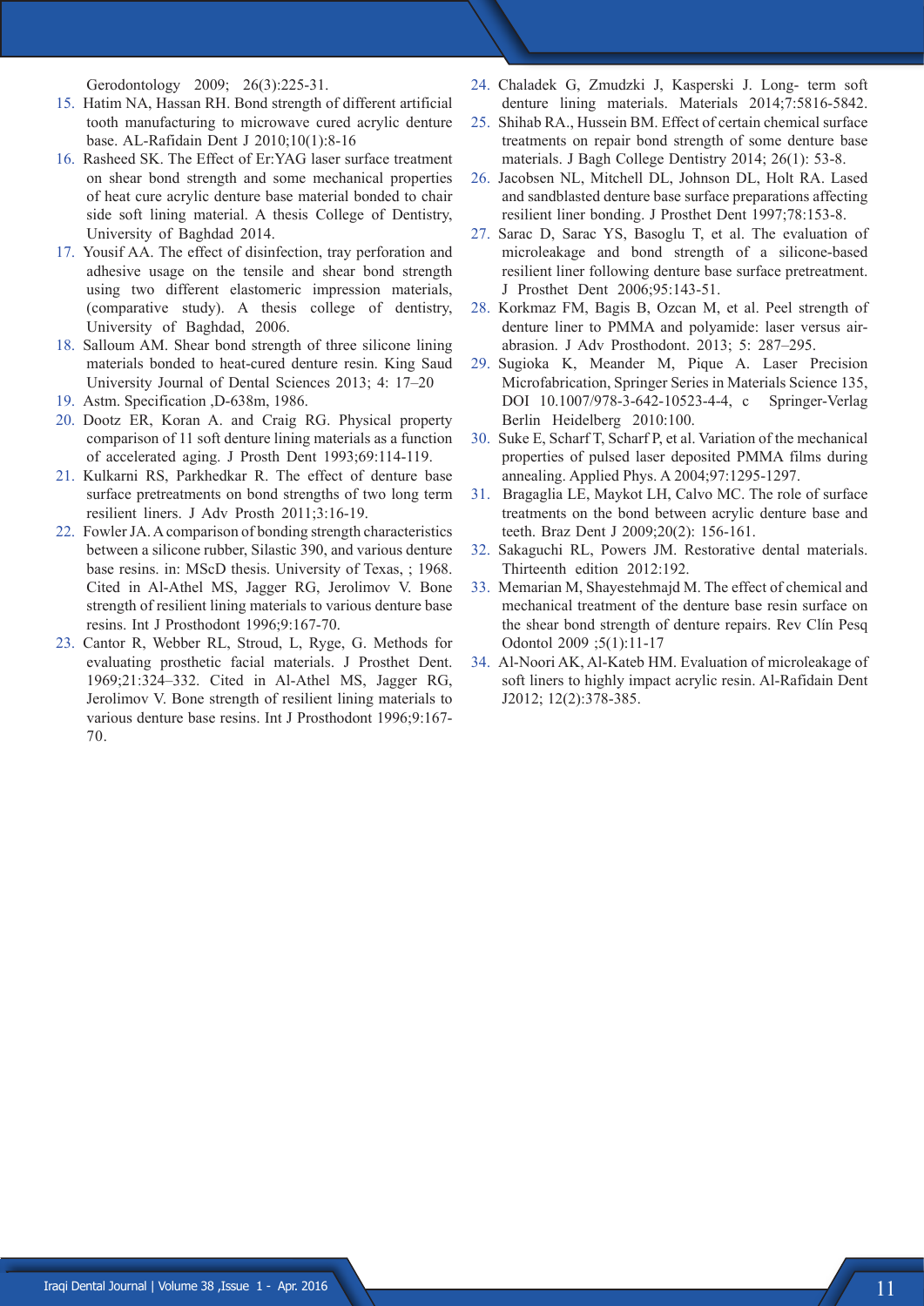Gerodontology 2009; 26(3):225-31.

15. Hatim NA, Hassan RH. Bond strength of different artificial tooth manufacturing to microwave cured acrylic denture base. AL-Rafidain Dent J 2010;10(1):8-16
16. Rasheed SK. The Effect of Er:YAG laser surface treatment on shear bond strength and some mechanical properties of heat cure acrylic denture base material bonded to chair side soft lining material. A thesis College of Dentistry, University of Baghdad 2014.
17. Yousif AA. The effect of disinfection, tray perforation and adhesive usage on the tensile and shear bond strength using two different elastomeric impression materials, (comparative study). A thesis college of dentistry, University of Baghdad, 2006.
18. Salloum AM. Shear bond strength of three silicone lining materials bonded to heat-cured denture resin. King Saud University Journal of Dental Sciences 2013; 4: 17–20
19. Astm. Specification ,D-638m, 1986.
20. Dootz ER, Koran A. and Craig RG. Physical property comparison of 11 soft denture lining materials as a function of accelerated aging. J Prosth Dent 1993;69:114-119.
21. Kulkarni RS, Parkhedkar R. The effect of denture base surface pretreatments on bond strengths of two long term resilient liners. J Adv Prosth 2011;3:16-19.
22. Fowler JA. A comparison of bonding strength characteristics between a silicone rubber, Silastic 390, and various denture base resins. in: MScD thesis. University of Texas, ; 1968. Cited in Al-Athel MS, Jagger RG, Jerolimov V. Bone strength of resilient lining materials to various denture base resins. Int J Prosthodont 1996;9:167-70.
23. Cantor R, Webber RL, Stroud, L, Ryge, G. Methods for evaluating prosthetic facial materials. J Prosthet Dent. 1969;21:324–332. Cited in Al-Athel MS, Jagger RG, Jerolimov V. Bone strength of resilient lining materials to various denture base resins. Int J Prosthodont 1996;9:167-70.
24. Chaladek G, Zmudzki J, Kasperski J. Long- term soft denture lining materials. Materials 2014;7:5816-5842.
25. Shihab RA., Hussein BM. Effect of certain chemical surface treatments on repair bond strength of some denture base materials. J Bagh College Dentistry 2014; 26(1): 53-8.
26. Jacobsen NL, Mitchell DL, Johnson DL, Holt RA. Lased and sandblasted denture base surface preparations affecting resilient liner bonding. J Prosthet Dent 1997;78:153-8.
27. Sarac D, Sarac YS, Basoglu T, et al. The evaluation of microleakage and bond strength of a silicone-based resilient liner following denture base surface pretreatment. J Prosthet Dent 2006;95:143-51.
28. Korkmaz FM, Bagis B, Ozcan M, et al. Peel strength of denture liner to PMMA and polyamide: laser versus air-abrasion. J Adv Prosthodont. 2013; 5: 287–295.
29. Sugioka K, Meander M, Pique A. Laser Precision Microfabrication, Springer Series in Materials Science 135, DOI 10.1007/978-3-642-10523-4-4, c Springer-Verlag Berlin Heidelberg 2010:100.
30. Suke E, Scharf T, Scharf P, et al. Variation of the mechanical properties of pulsed laser deposited PMMA films during annealing. Applied Phys. A 2004;97:1295-1297.
31. Bragaglia LE, Maykot LH, Calvo MC. The role of surface treatments on the bond between acrylic denture base and teeth. Braz Dent J 2009;20(2): 156-161.
32. Sakaguchi RL, Powers JM. Restorative dental materials. Thirteenth edition 2012:192.
33. Memarian M, Shayestehmajd M. The effect of chemical and mechanical treatment of the denture base resin surface on the shear bond strength of denture repairs. Rev Clín Pesq Odontol 2009 ;5(1):11-17
34. Al-Noori AK, Al-Kateb HM. Evaluation of microleakage of soft liners to highly impact acrylic resin. Al-Rafidain Dent J2012; 12(2):378-385.